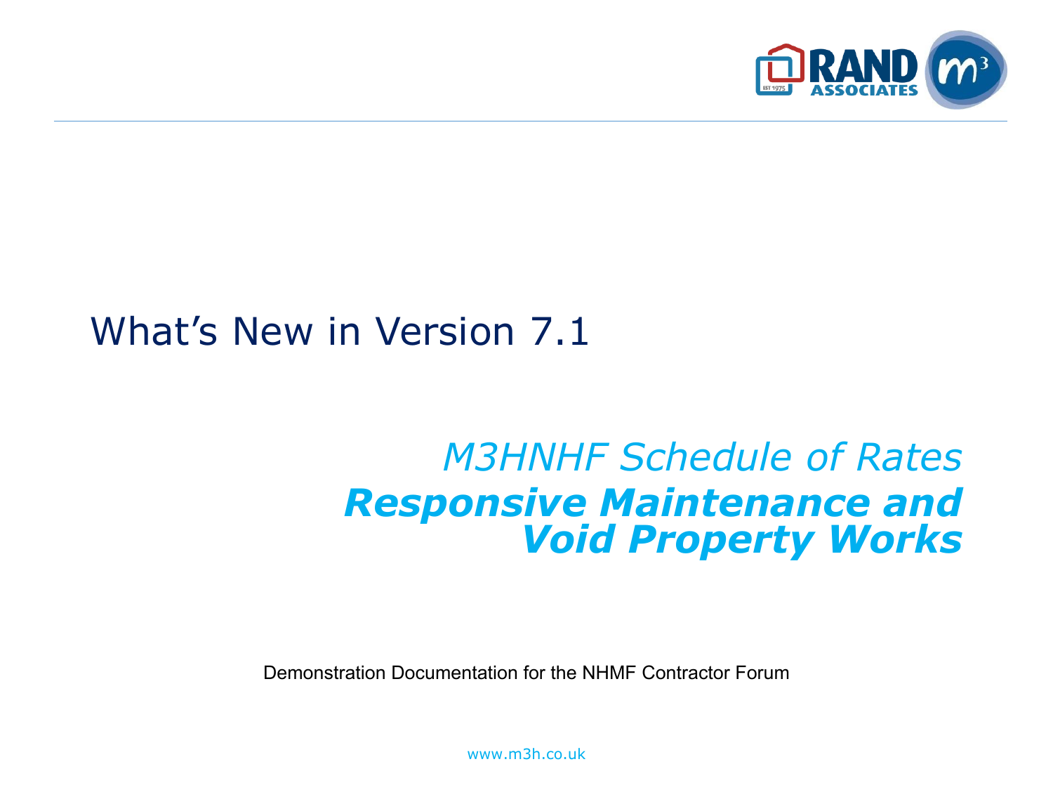# What's New in Version 7.1

## *M3HNHF Schedule of Rates*

## ***Responsive Maintenance and Void Property Works***

Demonstration Documentation for the NHMF Contractor Forum

www.m3h.co.uk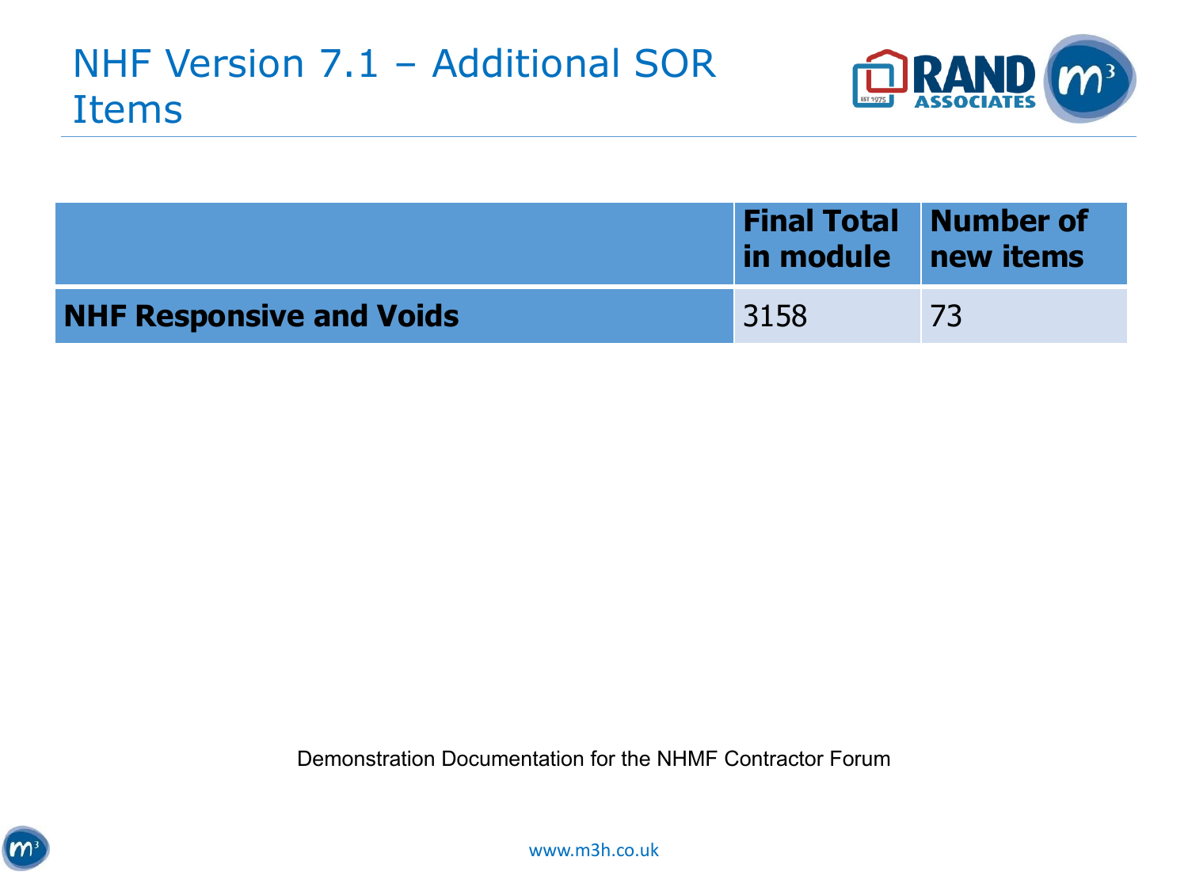# NHF Version 7.1 – Additional SOR Items

| | Final Total in module | Number of new items |
|---|---|---|
| **NHF Responsive and Voids** | 3158 | 73 |

Demonstration Documentation for the NHMF Contractor Forum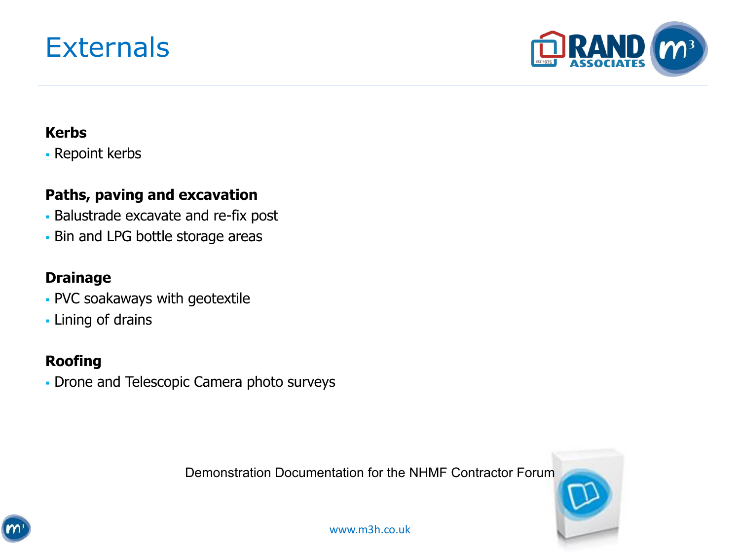# Externals

**Kerbs**

- Repoint kerbs

**Paths, paving and excavation**

- Balustrade excavate and re-fix post
- Bin and LPG bottle storage areas

**Drainage**

- PVC soakaways with geotextile
- Lining of drains

**Roofing**

- Drone and Telescopic Camera photo surveys

Demonstration Documentation for the NHMF Contractor Forum

www.m3h.co.uk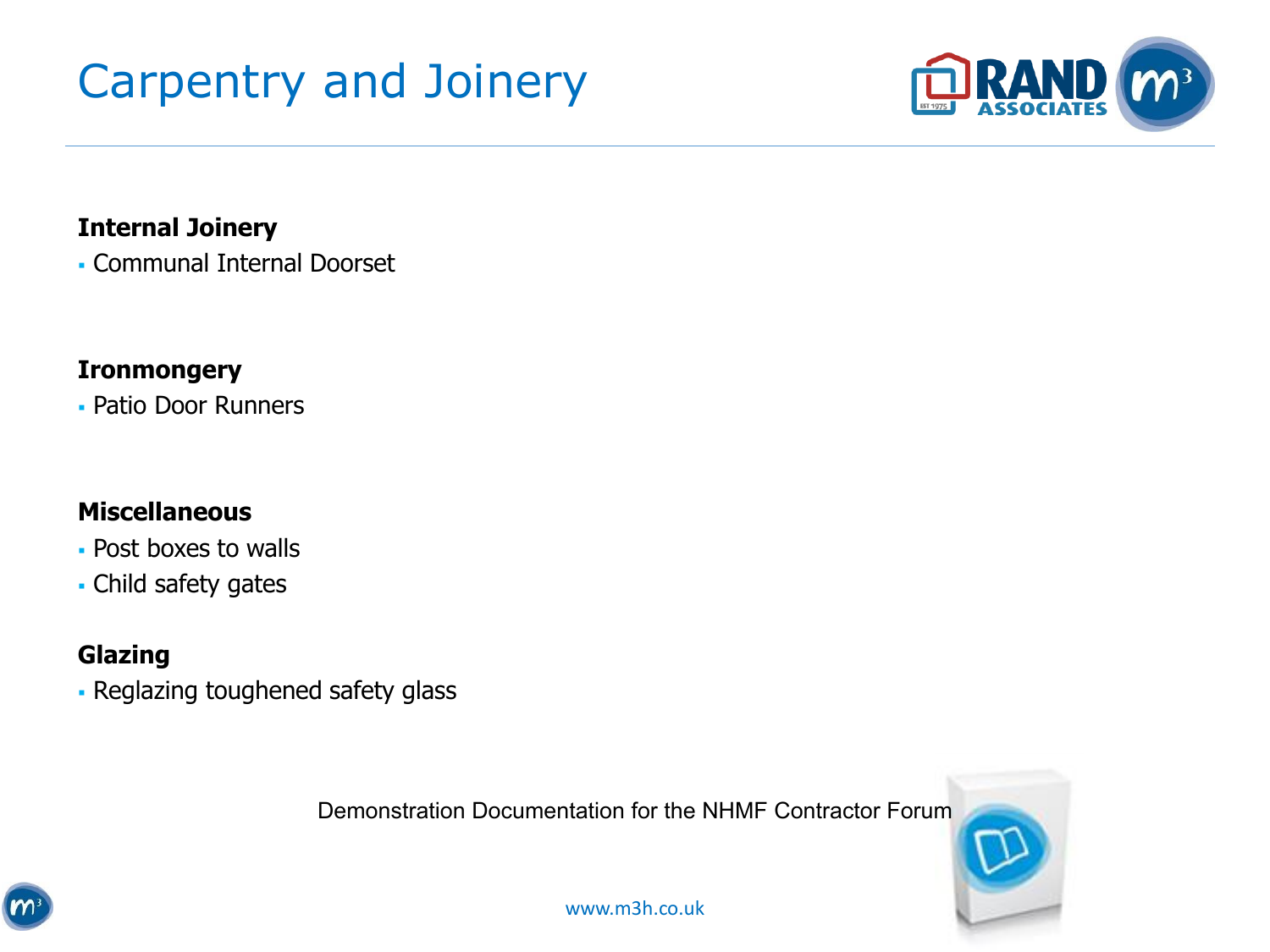# Carpentry and Joinery

**Internal Joinery**

- Communal Internal Doorset

**Ironmongery**

- Patio Door Runners

**Miscellaneous**

- Post boxes to walls
- Child safety gates

**Glazing**

- Reglazing toughened safety glass

Demonstration Documentation for the NHMF Contractor Forum

www.m3h.co.uk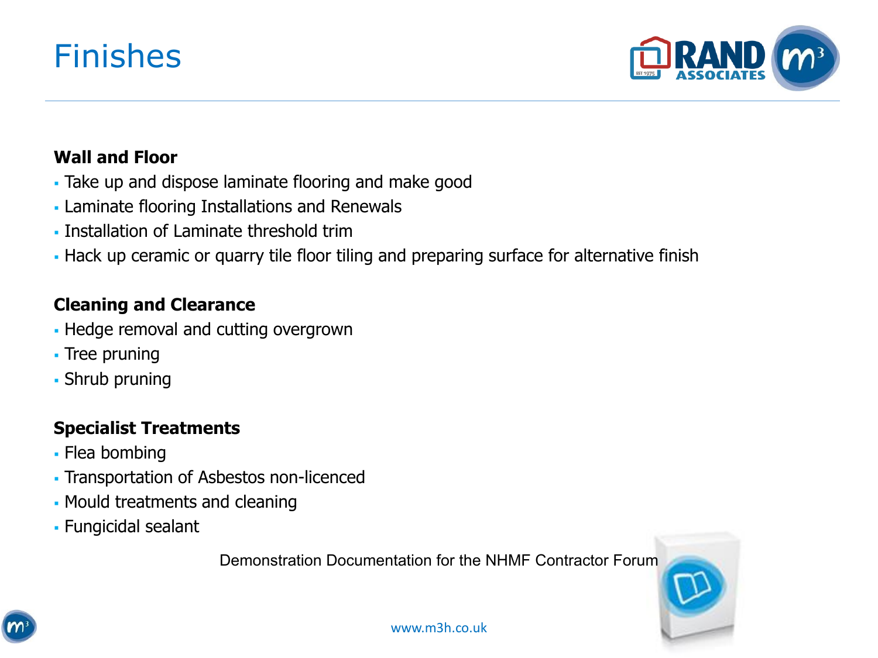# Finishes

**Wall and Floor**

- Take up and dispose laminate flooring and make good
- Laminate flooring Installations and Renewals
- Installation of Laminate threshold trim
- Hack up ceramic or quarry tile floor tiling and preparing surface for alternative finish

**Cleaning and Clearance**

- Hedge removal and cutting overgrown
- Tree pruning
- Shrub pruning

**Specialist Treatments**

- Flea bombing
- Transportation of Asbestos non-licenced
- Mould treatments and cleaning
- Fungicidal sealant

Demonstration Documentation for the NHMF Contractor Forum

www.m3h.co.uk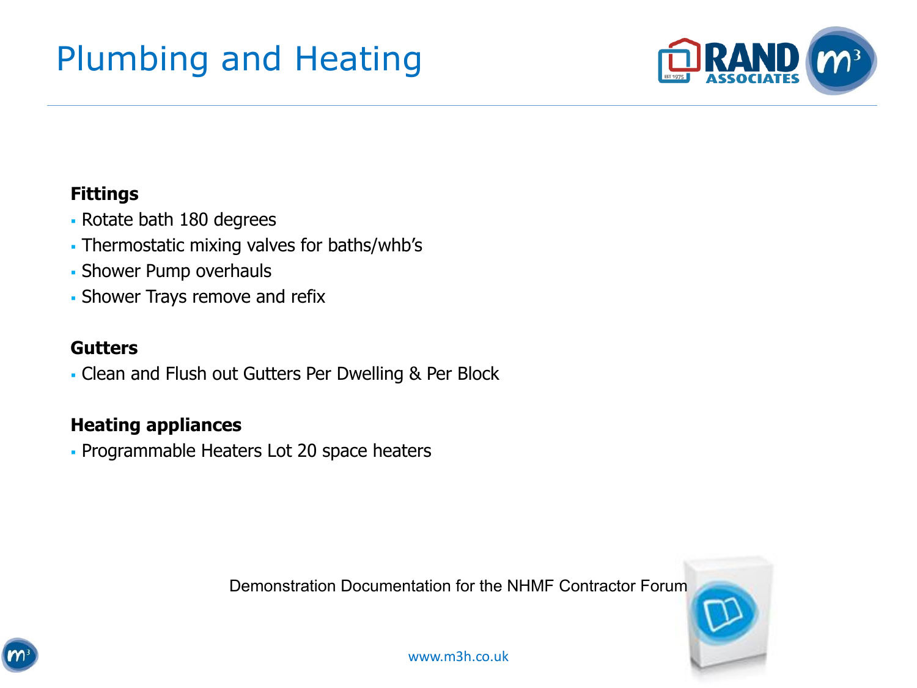# Plumbing and Heating

**Fittings**

- Rotate bath 180 degrees
- Thermostatic mixing valves for baths/whb's
- Shower Pump overhauls
- Shower Trays remove and refix

**Gutters**

- Clean and Flush out Gutters Per Dwelling & Per Block

**Heating appliances**

- Programmable Heaters Lot 20 space heaters

Demonstration Documentation for the NHMF Contractor Forum

www.m3h.co.uk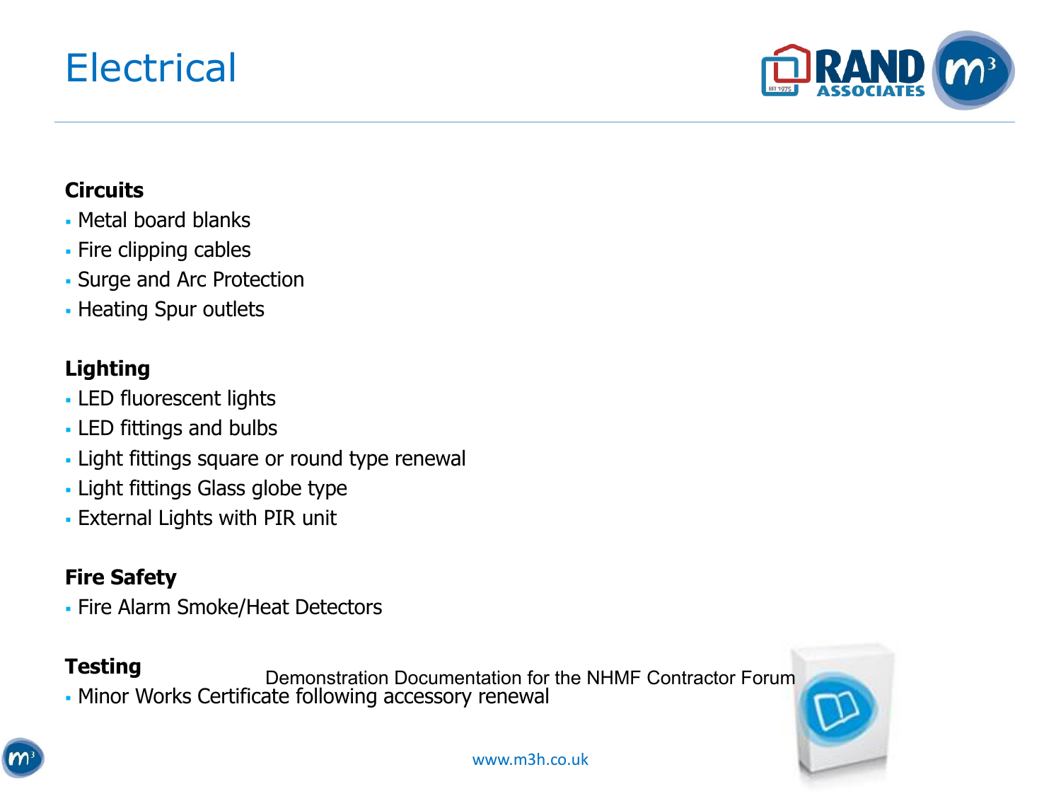# Electrical

**Circuits**

- Metal board blanks
- Fire clipping cables
- Surge and Arc Protection
- Heating Spur outlets

**Lighting**

- LED fluorescent lights
- LED fittings and bulbs
- Light fittings square or round type renewal
- Light fittings Glass globe type
- External Lights with PIR unit

**Fire Safety**

- Fire Alarm Smoke/Heat Detectors

**Testing**

- Minor Works Certificate following accessory renewal

Demonstration Documentation for the NHMF Contractor Forum

www.m3h.co.uk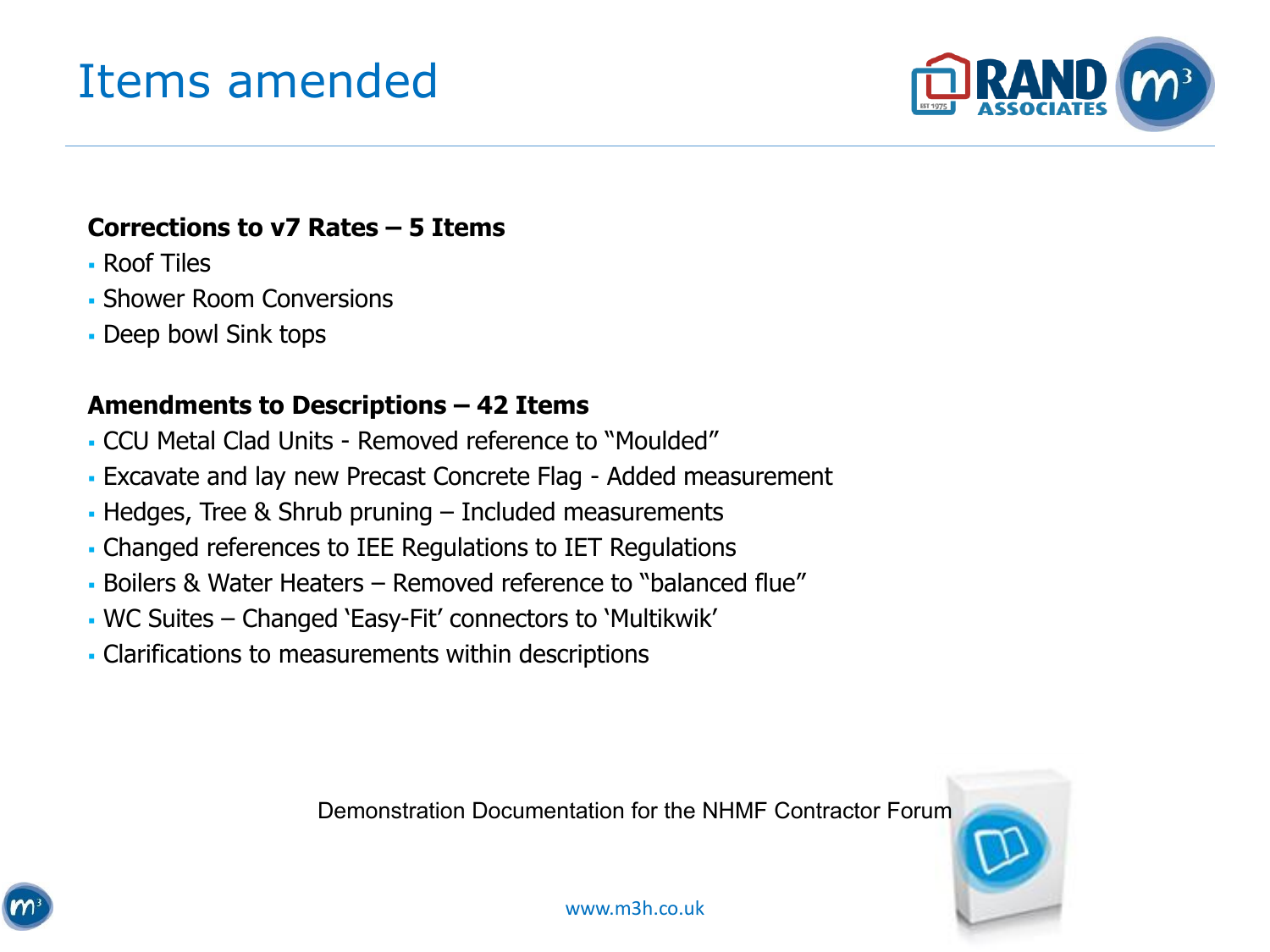# Items amended

**Corrections to v7 Rates – 5 Items**

- Roof Tiles
- Shower Room Conversions
- Deep bowl Sink tops

**Amendments to Descriptions – 42 Items**

- CCU Metal Clad Units - Removed reference to "Moulded"
- Excavate and lay new Precast Concrete Flag - Added measurement
- Hedges, Tree & Shrub pruning – Included measurements
- Changed references to IEE Regulations to IET Regulations
- Boilers & Water Heaters – Removed reference to "balanced flue"
- WC Suites – Changed 'Easy-Fit' connectors to 'Multikwik'
- Clarifications to measurements within descriptions

Demonstration Documentation for the NHMF Contractor Forum

www.m3h.co.uk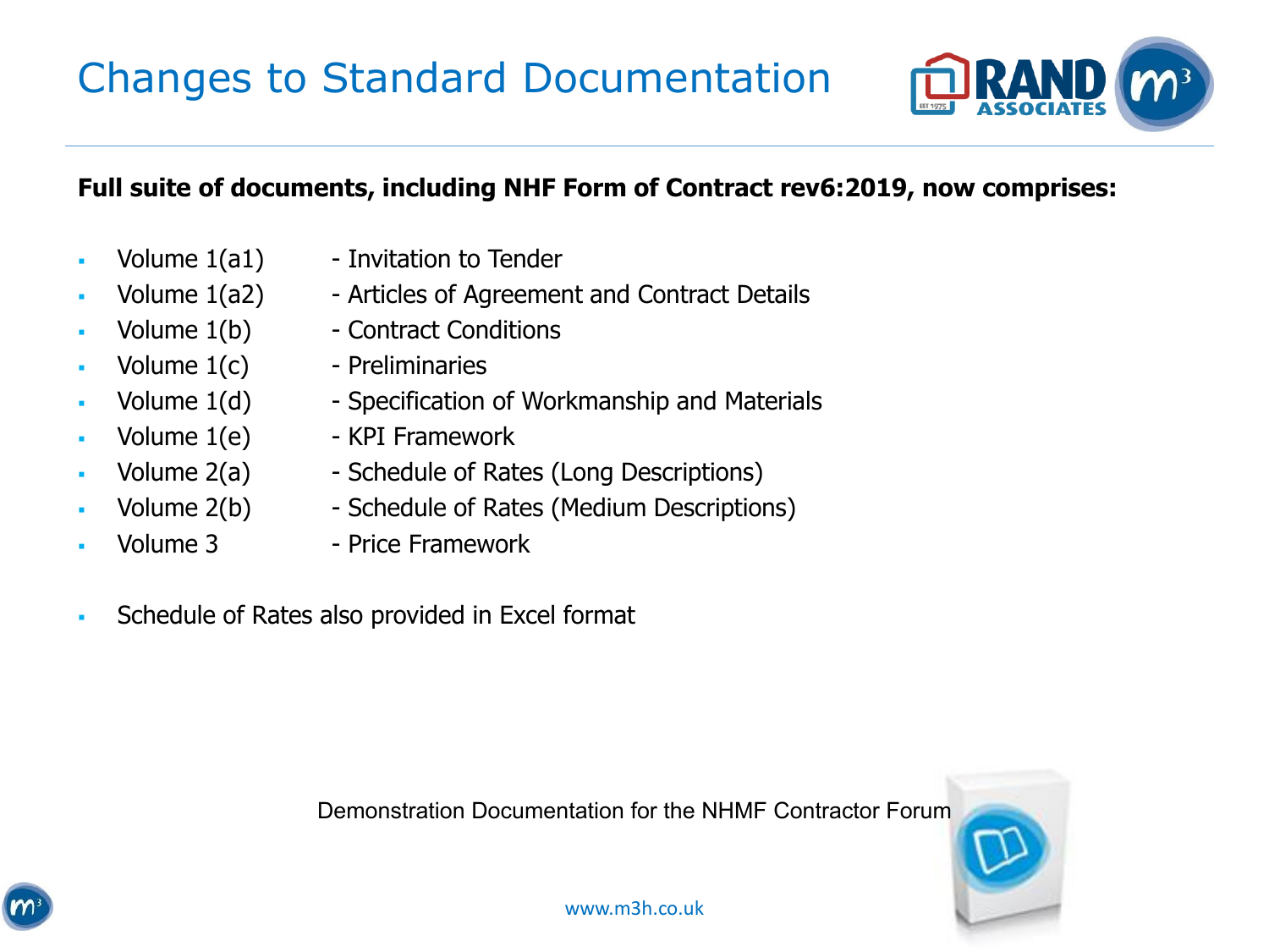# Changes to Standard Documentation

**Full suite of documents, including NHF Form of Contract rev6:2019, now comprises:**

- Volume 1(a1) - Invitation to Tender
- Volume 1(a2) - Articles of Agreement and Contract Details
- Volume 1(b) - Contract Conditions
- Volume 1(c) - Preliminaries
- Volume 1(d) - Specification of Workmanship and Materials
- Volume 1(e) - KPI Framework
- Volume 2(a) - Schedule of Rates (Long Descriptions)
- Volume 2(b) - Schedule of Rates (Medium Descriptions)
- Volume 3 - Price Framework

- Schedule of Rates also provided in Excel format

Demonstration Documentation for the NHMF Contractor Forum

www.m3h.co.uk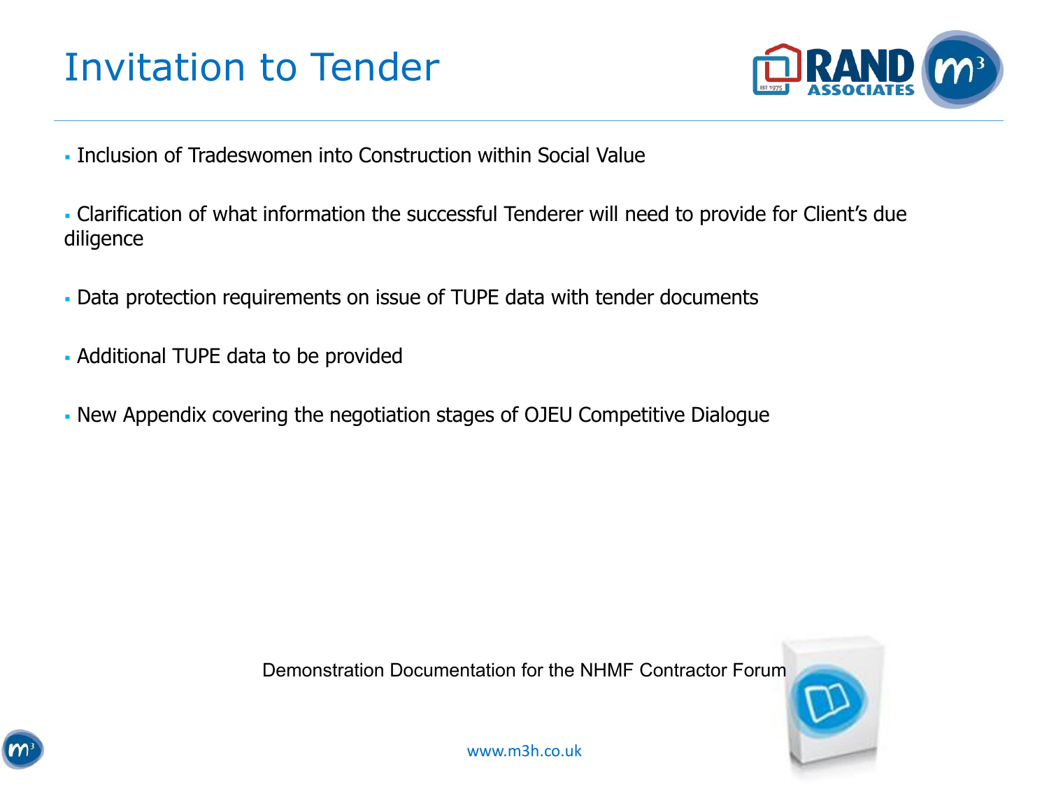# Invitation to Tender

- Inclusion of Tradeswomen into Construction within Social Value
- Clarification of what information the successful Tenderer will need to provide for Client's due diligence
- Data protection requirements on issue of TUPE data with tender documents
- Additional TUPE data to be provided
- New Appendix covering the negotiation stages of OJEU Competitive Dialogue

Demonstration Documentation for the NHMF Contractor Forum

www.m3h.co.uk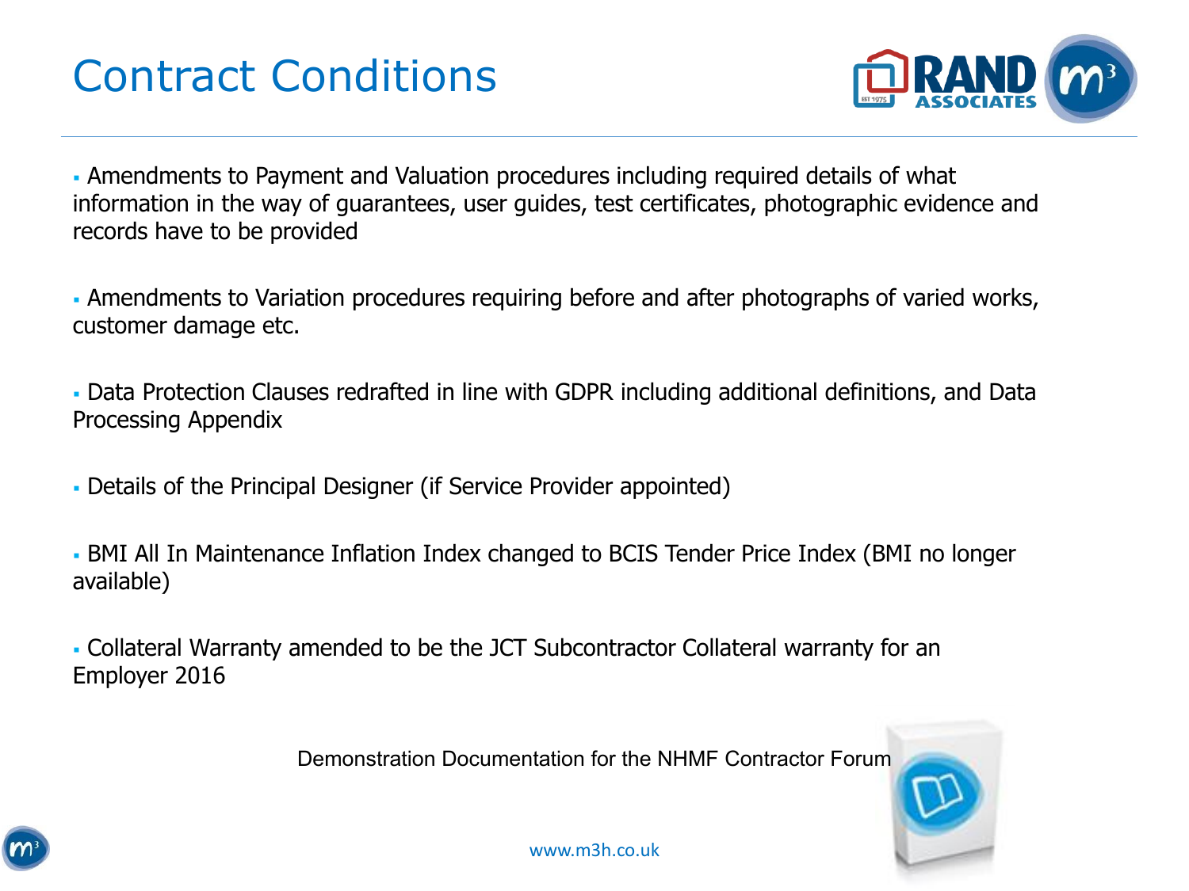# Contract Conditions

- Amendments to Payment and Valuation procedures including required details of what information in the way of guarantees, user guides, test certificates, photographic evidence and records have to be provided

- Amendments to Variation procedures requiring before and after photographs of varied works, customer damage etc.

- Data Protection Clauses redrafted in line with GDPR including additional definitions, and Data Processing Appendix

- Details of the Principal Designer (if Service Provider appointed)

- BMI All In Maintenance Inflation Index changed to BCIS Tender Price Index (BMI no longer available)

- Collateral Warranty amended to be the JCT Subcontractor Collateral warranty for an Employer 2016

Demonstration Documentation for the NHMF Contractor Forum

www.m3h.co.uk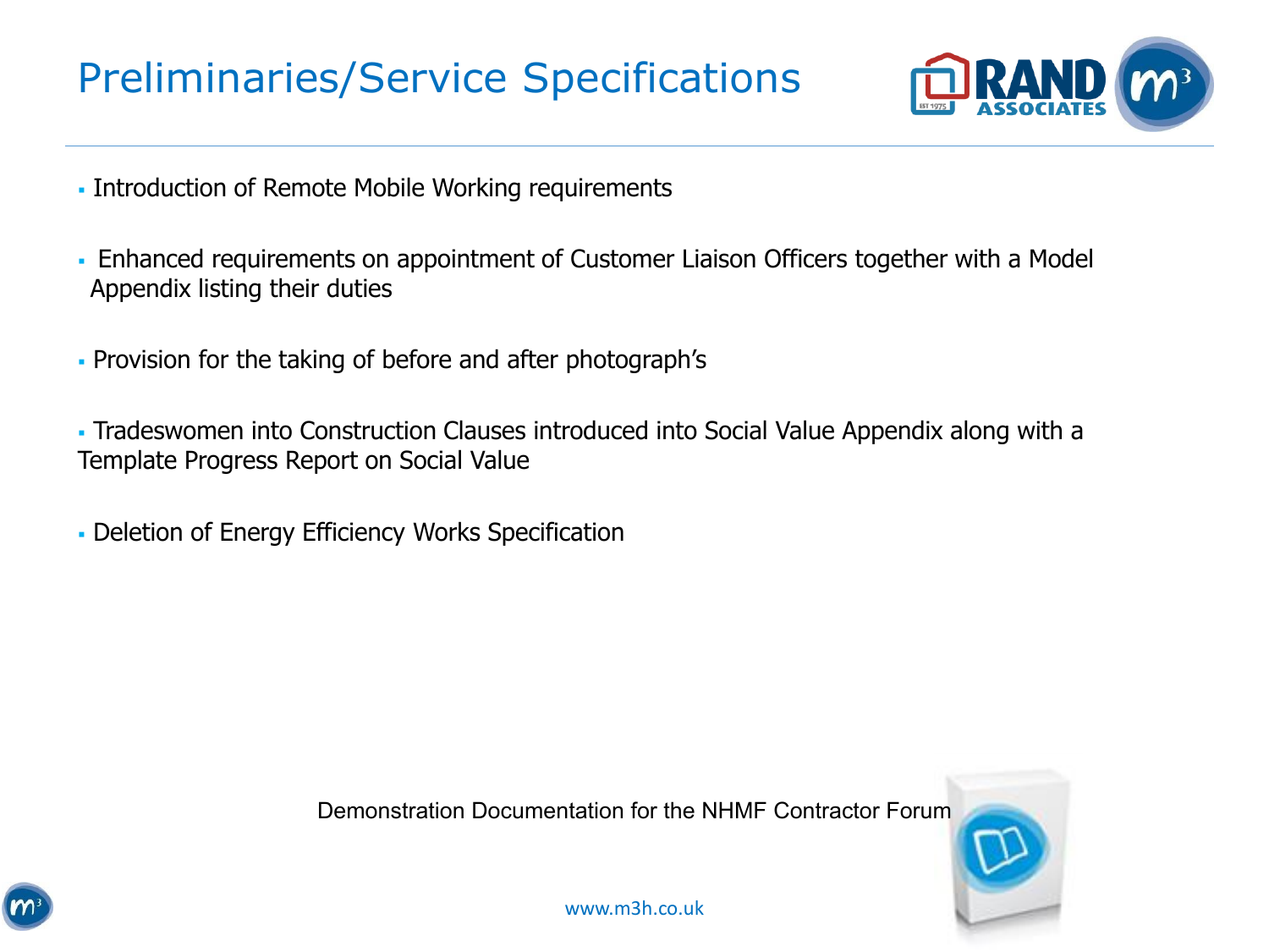# Preliminaries/Service Specifications

- Introduction of Remote Mobile Working requirements
- Enhanced requirements on appointment of Customer Liaison Officers together with a Model Appendix listing their duties
- Provision for the taking of before and after photograph's
- Tradeswomen into Construction Clauses introduced into Social Value Appendix along with a Template Progress Report on Social Value
- Deletion of Energy Efficiency Works Specification

Demonstration Documentation for the NHMF Contractor Forum

www.m3h.co.uk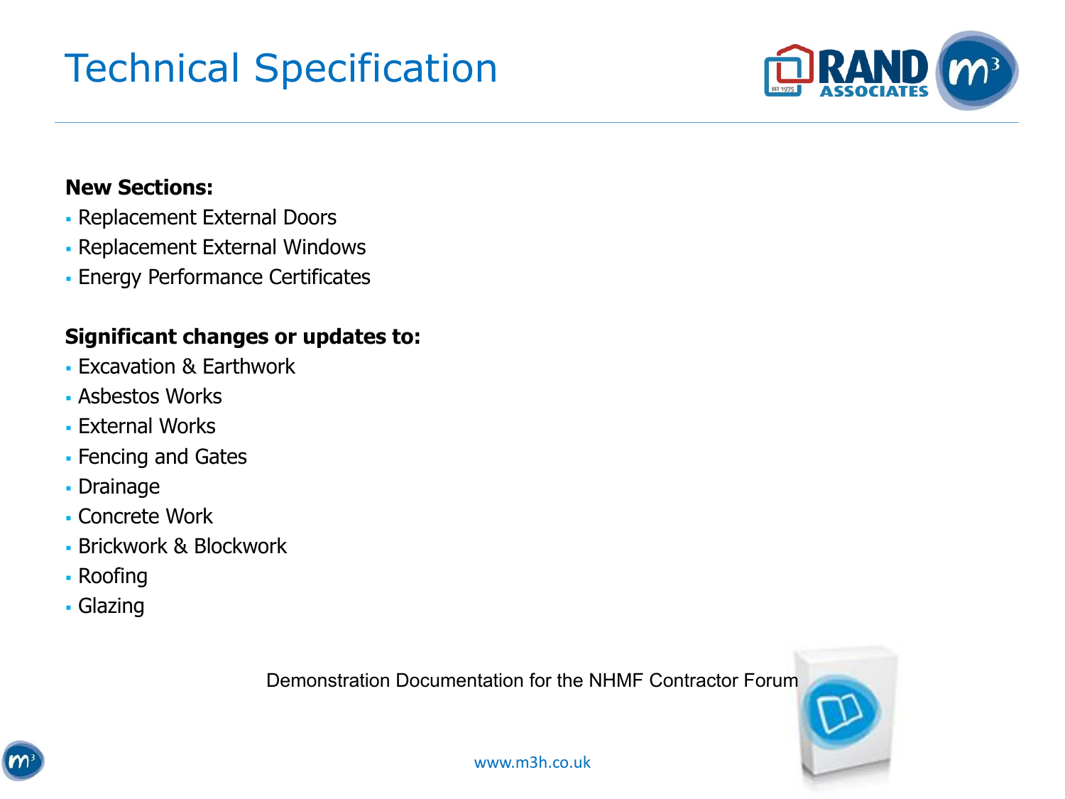# Technical Specification

**New Sections:**

- Replacement External Doors
- Replacement External Windows
- Energy Performance Certificates

**Significant changes or updates to:**

- Excavation & Earthwork
- Asbestos Works
- External Works
- Fencing and Gates
- Drainage
- Concrete Work
- Brickwork & Blockwork
- Roofing
- Glazing

Demonstration Documentation for the NHMF Contractor Forum

www.m3h.co.uk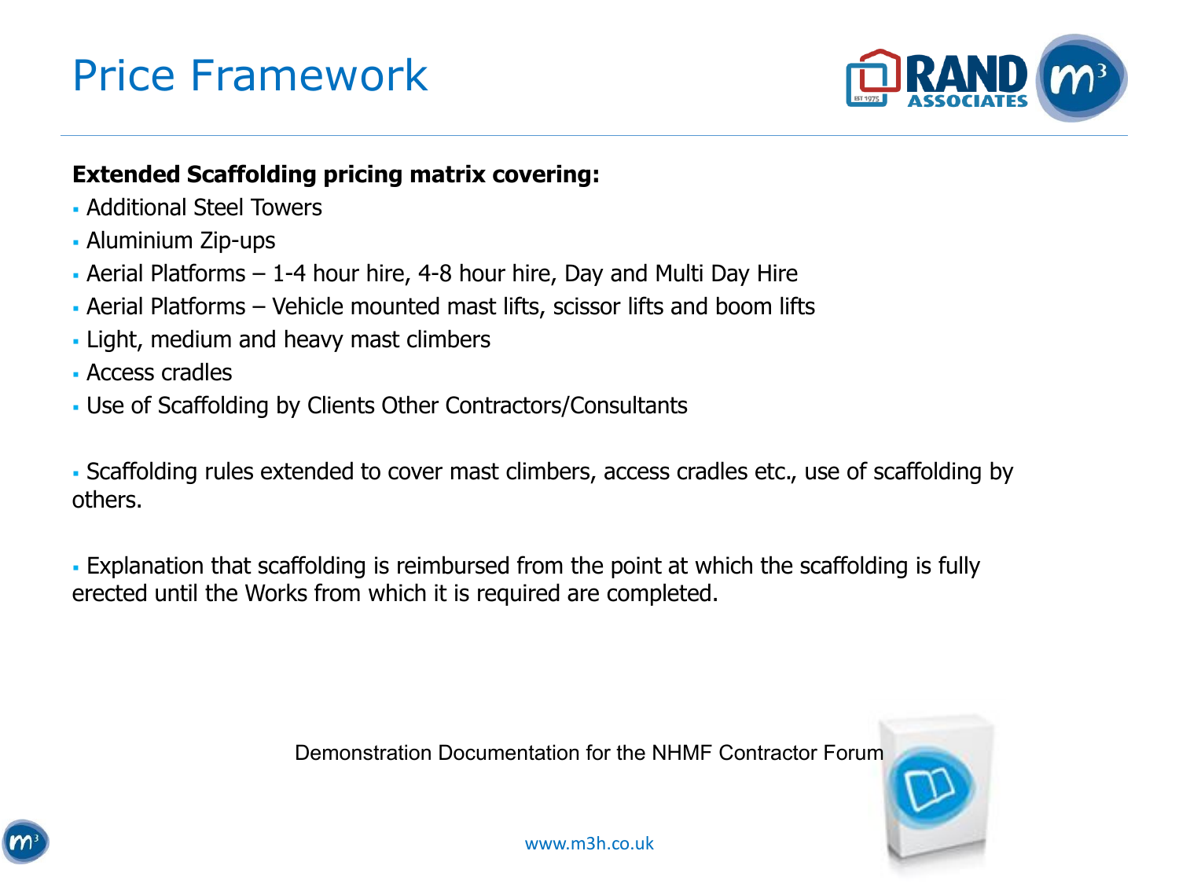# Price Framework

**Extended Scaffolding pricing matrix covering:**

- Additional Steel Towers
- Aluminium Zip-ups
- Aerial Platforms – 1-4 hour hire, 4-8 hour hire, Day and Multi Day Hire
- Aerial Platforms – Vehicle mounted mast lifts, scissor lifts and boom lifts
- Light, medium and heavy mast climbers
- Access cradles
- Use of Scaffolding by Clients Other Contractors/Consultants

- Scaffolding rules extended to cover mast climbers, access cradles etc., use of scaffolding by others.

- Explanation that scaffolding is reimbursed from the point at which the scaffolding is fully erected until the Works from which it is required are completed.

Demonstration Documentation for the NHMF Contractor Forum

www.m3h.co.uk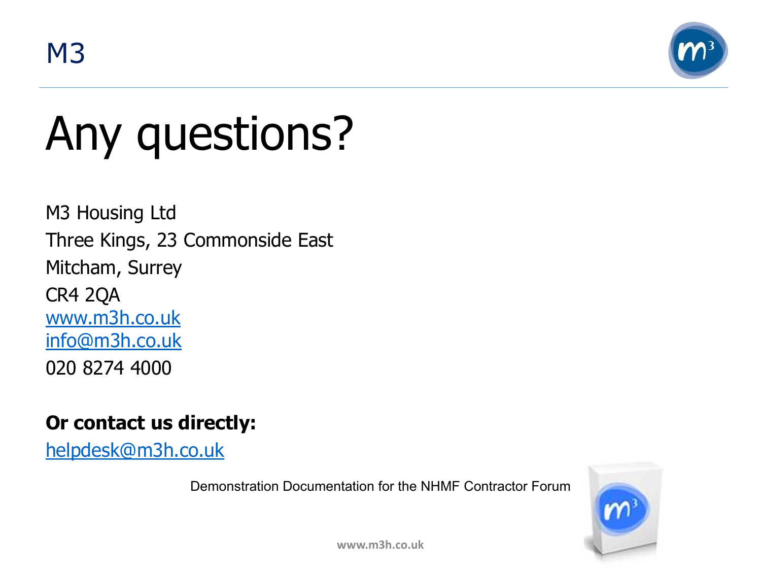M3

# Any questions?

M3 Housing Ltd
Three Kings, 23 Commonside East
Mitcham, Surrey
CR4 2QA
www.m3h.co.uk
info@m3h.co.uk
020 8274 4000

**Or contact us directly:**

helpdesk@m3h.co.uk

Demonstration Documentation for the NHMF Contractor Forum

www.m3h.co.uk